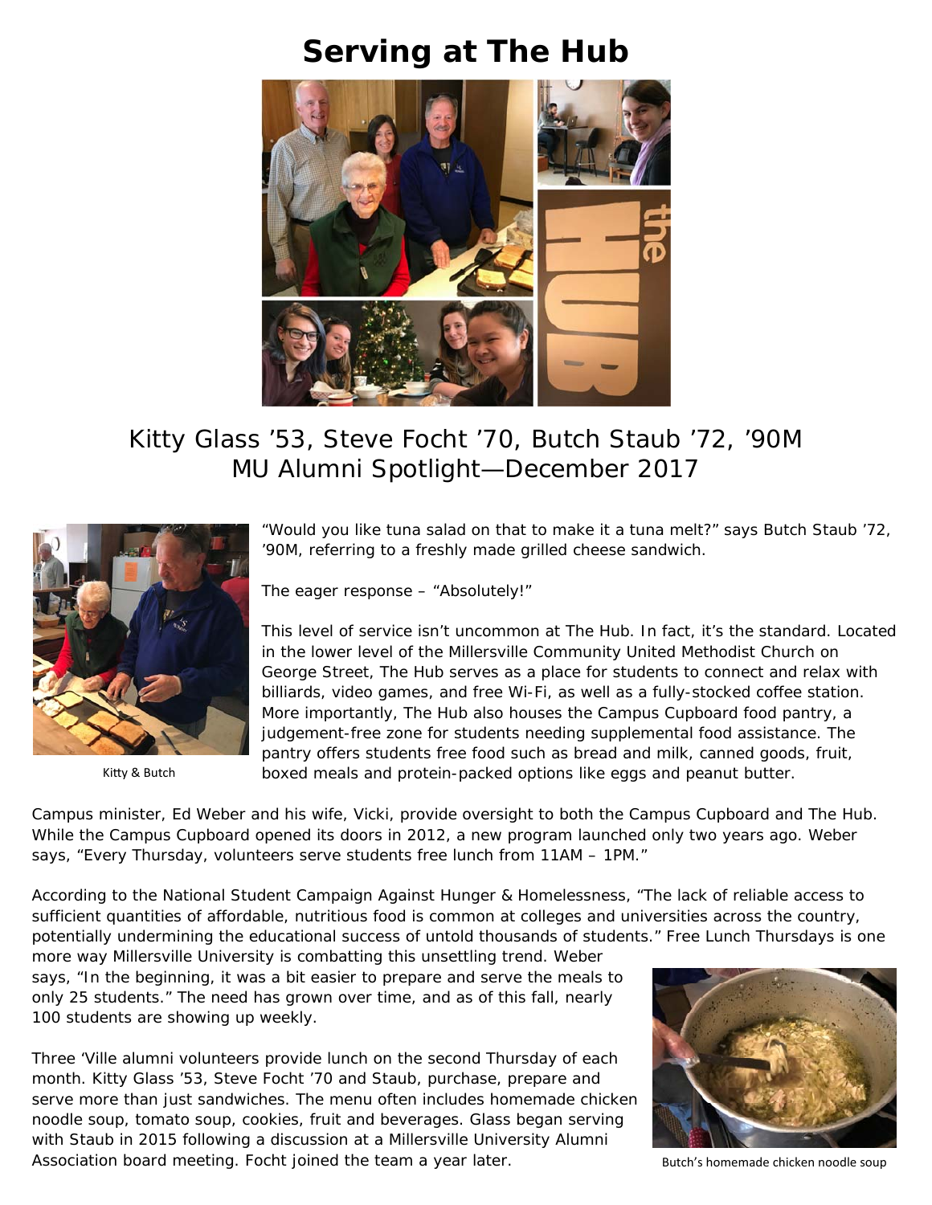# Serving at The Hub

Kitty Glass ’53, Steve Focht ’70, Butch Staub ’72, ’90M
MU Alumni Spotlight—December 2017

Kitty & Butch

“Would you like tuna salad on that to make it a tuna melt?” says Butch Staub ’72, ’90M, referring to a freshly made grilled cheese sandwich.

The eager response – “Absolutely!”

This level of service isn’t uncommon at The Hub. In fact, it’s the standard. Located in the lower level of the Millersville Community United Methodist Church on George Street, The Hub serves as a place for students to connect and relax with billiards, video games, and free Wi-Fi, as well as a fully-stocked coffee station. More importantly, The Hub also houses the Campus Cupboard food pantry, a judgement-free zone for students needing supplemental food assistance. The pantry offers students free food such as bread and milk, canned goods, fruit, boxed meals and protein-packed options like eggs and peanut butter.

Campus minister, Ed Weber and his wife, Vicki, provide oversight to both the Campus Cupboard and The Hub. While the Campus Cupboard opened its doors in 2012, a new program launched only two years ago. Weber says, “Every Thursday, volunteers serve students free lunch from 11AM – 1PM.”

According to the National Student Campaign Against Hunger & Homelessness, “The lack of reliable access to sufficient quantities of affordable, nutritious food is common at colleges and universities across the country, potentially undermining the educational success of untold thousands of students.” Free Lunch Thursdays is one more way Millersville University is combatting this unsettling trend. Weber says, “In the beginning, it was a bit easier to prepare and serve the meals to only 25 students.” The need has grown over time, and as of this fall, nearly 100 students are showing up weekly.

Three ‘Ville alumni volunteers provide lunch on the second Thursday of each month. Kitty Glass ’53, Steve Focht ’70 and Staub, purchase, prepare and serve more than just sandwiches. The menu often includes homemade chicken noodle soup, tomato soup, cookies, fruit and beverages. Glass began serving with Staub in 2015 following a discussion at a Millersville University Alumni Association board meeting. Focht joined the team a year later.

Butch’s homemade chicken noodle soup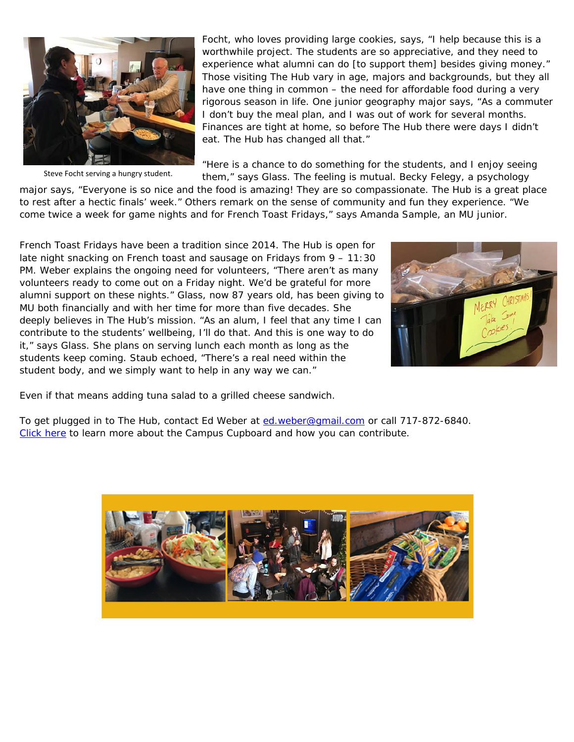Focht, who loves providing large cookies, says, "I help because this is a worthwhile project. The students are so appreciative, and they need to experience what alumni can do [to support them] besides giving money." Those visiting The Hub vary in age, majors and backgrounds, but they all have one thing in common – the need for affordable food during a very rigorous season in life. One junior geography major says, "As a commuter I don't buy the meal plan, and I was out of work for several months. Finances are tight at home, so before The Hub there were days I didn't eat. The Hub has changed all that."

Steve Focht serving a hungry student.

"Here is a chance to do something for the students, and I enjoy seeing them," says Glass. The feeling is mutual. Becky Felegy, a psychology major says, "Everyone is so nice and the food is amazing! They are so compassionate. The Hub is a great place to rest after a hectic finals' week." Others remark on the sense of community and fun they experience. "We come twice a week for game nights and for French Toast Fridays," says Amanda Sample, an MU junior.

French Toast Fridays have been a tradition since 2014. The Hub is open for late night snacking on French toast and sausage on Fridays from 9 – 11:30 PM. Weber explains the ongoing need for volunteers, "There aren't as many volunteers ready to come out on a Friday night. We'd be grateful for more alumni support on these nights." Glass, now 87 years old, has been giving to MU both financially and with her time for more than five decades. She deeply believes in The Hub's mission. "As an alum, I feel that any time I can contribute to the students' wellbeing, I'll do that. And this is one way to do it," says Glass. She plans on serving lunch each month as long as the students keep coming. Staub echoed, "There's a real need within the student body, and we simply want to help in any way we can."

Even if that means adding tuna salad to a grilled cheese sandwich.

To get plugged in to The Hub, contact Ed Weber at ed.weber@gmail.com or call 717-872-6840.
Click here to learn more about the Campus Cupboard and how you can contribute.